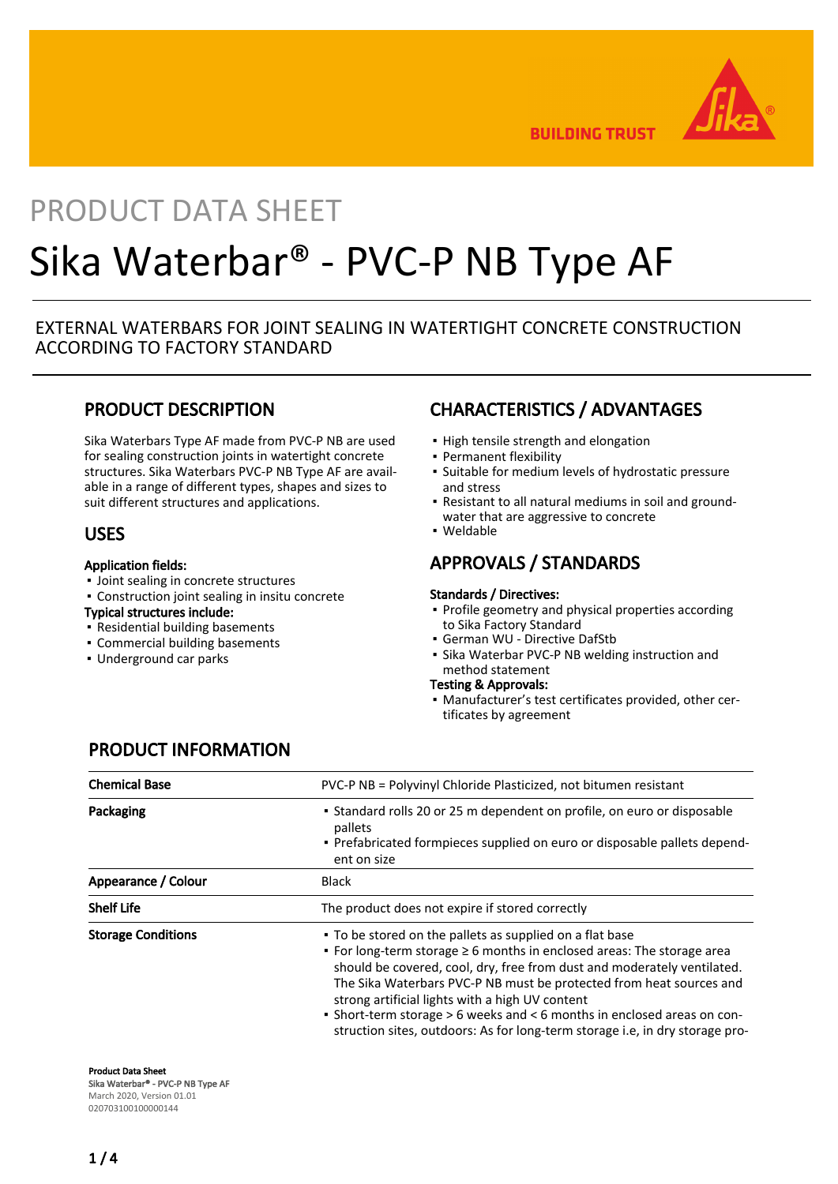PRODUCT DATA SHEET

# Sika Waterbar® - PVC-P NB Type AF

EXTERNAL WATERBARS FOR JOINT SEALING IN WATERTIGHT CONCRETE CONSTRUCTION ACCORDING TO FACTORY STANDARD

## PRODUCT DESCRIPTION

Sika Waterbars Type AF made from PVC-P NB are used for sealing construction joints in watertight concrete structures. Sika Waterbars PVC-P NB Type AF are available in a range of different types, shapes and sizes to suit different structures and applications.

## USES

**Application fields:**
- Joint sealing in concrete structures
- Construction joint sealing in insitu concrete

**Typical structures include:**
- Residential building basements
- Commercial building basements
- Underground car parks

## CHARACTERISTICS / ADVANTAGES

- High tensile strength and elongation
- Permanent flexibility
- Suitable for medium levels of hydrostatic pressure and stress
- Resistant to all natural mediums in soil and groundwater that are aggressive to concrete
- Weldable

## APPROVALS / STANDARDS

**Standards / Directives:**
- Profile geometry and physical properties according to Sika Factory Standard
- German WU - Directive DafStb
- Sika Waterbar PVC-P NB welding instruction and method statement

**Testing & Approvals:**
- Manufacturer's test certificates provided, other certificates by agreement

## PRODUCT INFORMATION

| | |
|---|---|
| **Chemical Base** | PVC-P NB = Polyvinyl Chloride Plasticized, not bitumen resistant |
| **Packaging** | ▪ Standard rolls 20 or 25 m dependent on profile, on euro or disposable pallets<br>▪ Prefabricated formpieces supplied on euro or disposable pallets dependent on size |
| **Appearance / Colour** | Black |
| **Shelf Life** | The product does not expire if stored correctly |
| **Storage Conditions** | ▪ To be stored on the pallets as supplied on a flat base<br>▪ For long-term storage ≥ 6 months in enclosed areas: The storage area should be covered, cool, dry, free from dust and moderately ventilated. The Sika Waterbars PVC-P NB must be protected from heat sources and strong artificial lights with a high UV content<br>▪ Short-term storage > 6 weeks and < 6 months in enclosed areas on construction sites, outdoors: As for long-term storage i.e, in dry storage pro- |

**Product Data Sheet**
Sika Waterbar® - PVC-P NB Type AF
March 2020, Version 01.01
020703100100000144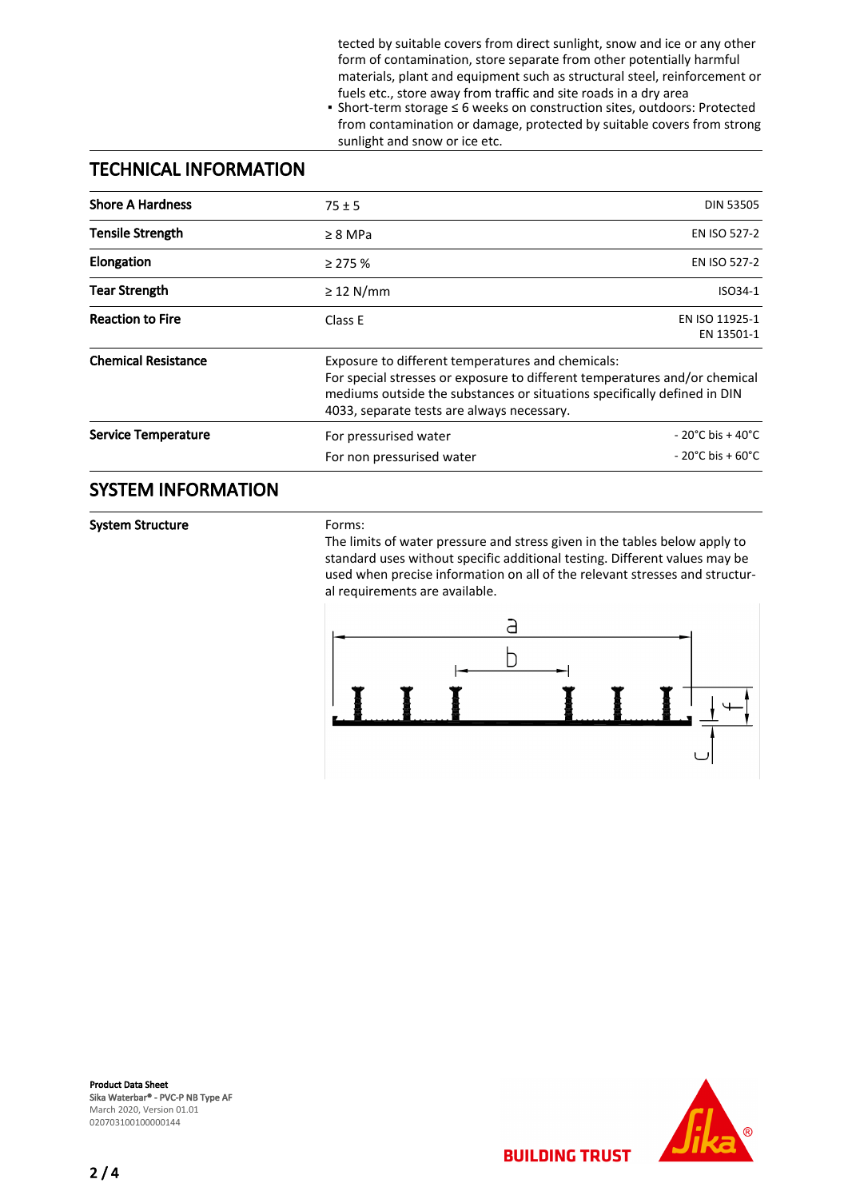tected by suitable covers from direct sunlight, snow and ice or any other form of contamination, store separate from other potentially harmful materials, plant and equipment such as structural steel, reinforcement or fuels etc., store away from traffic and site roads in a dry area

- Short-term storage ≤ 6 weeks on construction sites, outdoors: Protected from contamination or damage, protected by suitable covers from strong sunlight and snow or ice etc.

## TECHNICAL INFORMATION

| | | |
|---|---|---|
| **Shore A Hardness** | 75 ± 5 | DIN 53505 |
| **Tensile Strength** | ≥ 8 MPa | EN ISO 527-2 |
| **Elongation** | ≥ 275 % | EN ISO 527-2 |
| **Tear Strength** | ≥ 12 N/mm | ISO34-1 |
| **Reaction to Fire** | Class E | EN ISO 11925-1<br>EN 13501-1 |
| **Chemical Resistance** | Exposure to different temperatures and chemicals:<br>For special stresses or exposure to different temperatures and/or chemical mediums outside the substances or situations specifically defined in DIN 4033, separate tests are always necessary. | |
| **Service Temperature** | For pressurised water<br>For non pressurised water | - 20°C bis + 40°C<br>- 20°C bis + 60°C |

## SYSTEM INFORMATION

**System Structure**

Forms:
The limits of water pressure and stress given in the tables below apply to standard uses without specific additional testing. Different values may be used when precise information on all of the relevant stresses and structural requirements are available.

**Product Data Sheet**
Sika Waterbar® - PVC-P NB Type AF
March 2020, Version 01.01
020703100100000144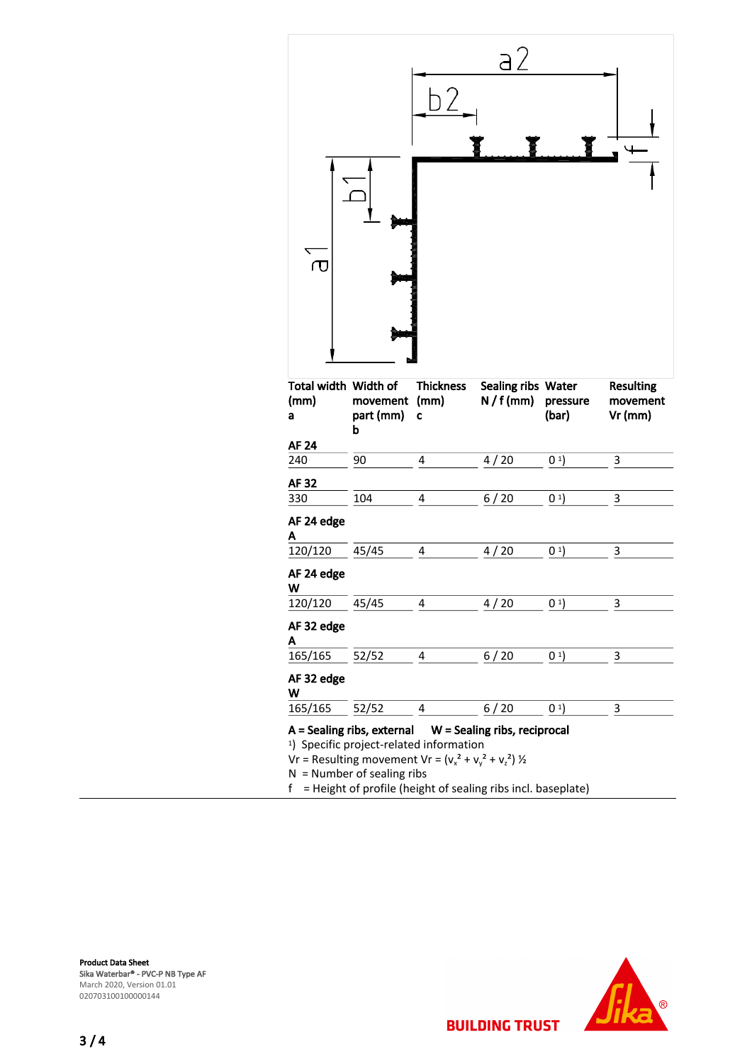| Total width (mm) a | Width of movement part (mm) b | Thickness (mm) c | Sealing ribs N / f (mm) | Water pressure (bar) | Resulting movement Vr (mm) |
|---|---|---|---|---|---|
| **AF 24** | | | | | |
| 240 | 90 | 4 | 4 / 20 | 0 [1]) | 3 |
| **AF 32** | | | | | |
| 330 | 104 | 4 | 6 / 20 | 0 [1]) | 3 |
| **AF 24 edge A** | | | | | |
| 120/120 | 45/45 | 4 | 4 / 20 | 0 [1]) | 3 |
| **AF 24 edge W** | | | | | |
| 120/120 | 45/45 | 4 | 4 / 20 | 0 [1]) | 3 |
| **AF 32 edge A** | | | | | |
| 165/165 | 52/52 | 4 | 6 / 20 | 0 [1]) | 3 |
| **AF 32 edge W** | | | | | |
| 165/165 | 52/52 | 4 | 6 / 20 | 0 [1]) | 3 |

**A = Sealing ribs, external** **W = Sealing ribs, reciprocal**

[1]) Specific project-related information

Vr = Resulting movement Vr = $(v_x^2 + v_y^2 + v_z^2)$ ½

N = Number of sealing ribs

f = Height of profile (height of sealing ribs incl. baseplate)

**Product Data Sheet**
Sika Waterbar® - PVC-P NB Type AF
March 2020, Version 01.01
020703100100000144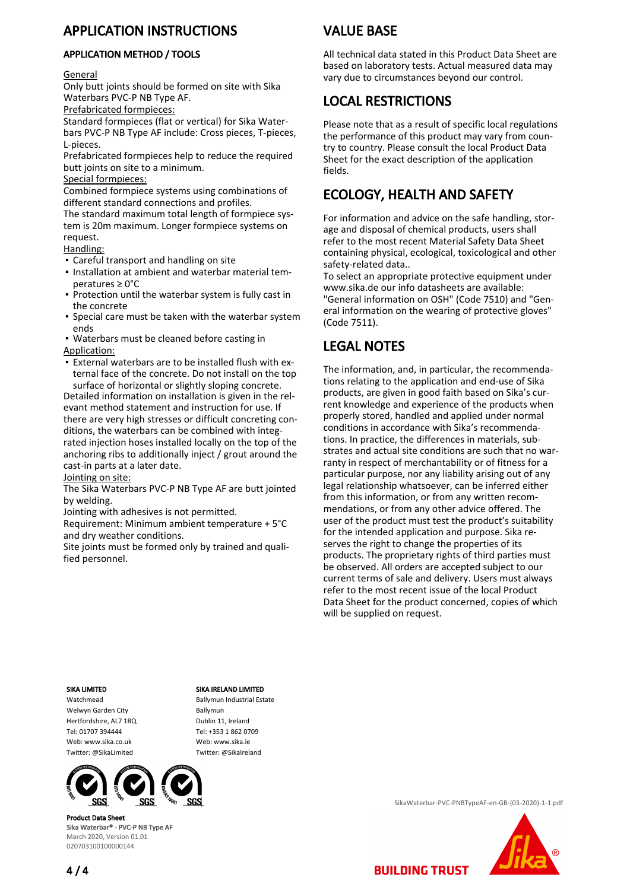## APPLICATION INSTRUCTIONS

### APPLICATION METHOD / TOOLS

General

Only butt joints should be formed on site with Sika Waterbars PVC-P NB Type AF.

Prefabricated formpieces:

Standard formpieces (flat or vertical) for Sika Waterbars PVC-P NB Type AF include: Cross pieces, T-pieces, L-pieces.

Prefabricated formpieces help to reduce the required butt joints on site to a minimum.

Special formpieces:

Combined formpiece systems using combinations of different standard connections and profiles.

The standard maximum total length of formpiece system is 20m maximum. Longer formpiece systems on request.

Handling:

- Careful transport and handling on site
- Installation at ambient and waterbar material temperatures ≥ 0°C
- Protection until the waterbar system is fully cast in the concrete
- Special care must be taken with the waterbar system ends
- Waterbars must be cleaned before casting in

Application:

- External waterbars are to be installed flush with external face of the concrete. Do not install on the top surface of horizontal or slightly sloping concrete.

Detailed information on installation is given in the relevant method statement and instruction for use. If there are very high stresses or difficult concreting conditions, the waterbars can be combined with integrated injection hoses installed locally on the top of the anchoring ribs to additionally inject / grout around the cast-in parts at a later date.

Jointing on site:

The Sika Waterbars PVC-P NB Type AF are butt jointed by welding.

Jointing with adhesives is not permitted.

Requirement: Minimum ambient temperature + 5°C and dry weather conditions.

Site joints must be formed only by trained and qualified personnel.

## VALUE BASE

All technical data stated in this Product Data Sheet are based on laboratory tests. Actual measured data may vary due to circumstances beyond our control.

## LOCAL RESTRICTIONS

Please note that as a result of specific local regulations the performance of this product may vary from country to country. Please consult the local Product Data Sheet for the exact description of the application fields.

## ECOLOGY, HEALTH AND SAFETY

For information and advice on the safe handling, storage and disposal of chemical products, users shall refer to the most recent Material Safety Data Sheet containing physical, ecological, toxicological and other safety-related data..

To select an appropriate protective equipment under www.sika.de our info datasheets are available: "General information on OSH" (Code 7510) and "General information on the wearing of protective gloves" (Code 7511).

## LEGAL NOTES

The information, and, in particular, the recommendations relating to the application and end-use of Sika products, are given in good faith based on Sika's current knowledge and experience of the products when properly stored, handled and applied under normal conditions in accordance with Sika's recommendations. In practice, the differences in materials, substrates and actual site conditions are such that no warranty in respect of merchantability or of fitness for a particular purpose, nor any liability arising out of any legal relationship whatsoever, can be inferred either from this information, or from any written recommendations, or from any other advice offered. The user of the product must test the product's suitability for the intended application and purpose. Sika reserves the right to change the properties of its products. The proprietary rights of third parties must be observed. All orders are accepted subject to our current terms of sale and delivery. Users must always refer to the most recent issue of the local Product Data Sheet for the product concerned, copies of which will be supplied on request.

**SIKA LIMITED**
Watchmead
Welwyn Garden City
Hertfordshire, AL7 1BQ
Tel: 01707 394444
Web: www.sika.co.uk
Twitter: @SikaLimited

**SIKA IRELAND LIMITED**
Ballymun Industrial Estate
Ballymun
Dublin 11, Ireland
Tel: +353 1 862 0709
Web: www.sika.ie
Twitter: @SikaIreland

**Product Data Sheet**
Sika Waterbar® - PVC-P NB Type AF
March 2020, Version 01.01
020703100100000144

SikaWaterbar-PVC-PNBTypeAF-en-GB-(03-2020)-1-1.pdf

BUILDING TRUST